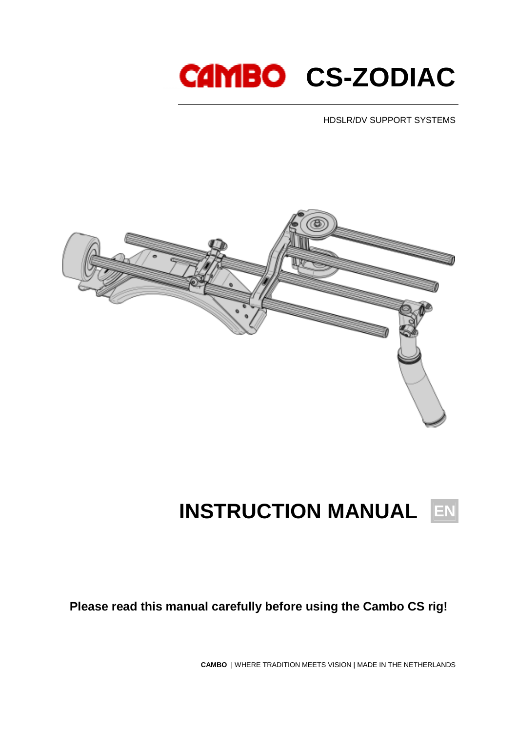# CAMBO CS-ZODIAC

HDSLR/DV SUPPORT SYSTEMS

# INSTRUCTION MANUAL EN

**Please read this manual carefully before using the Cambo CS rig!**

**CAMBO** | WHERE TRADITION MEETS VISION | MADE IN THE NETHERLANDS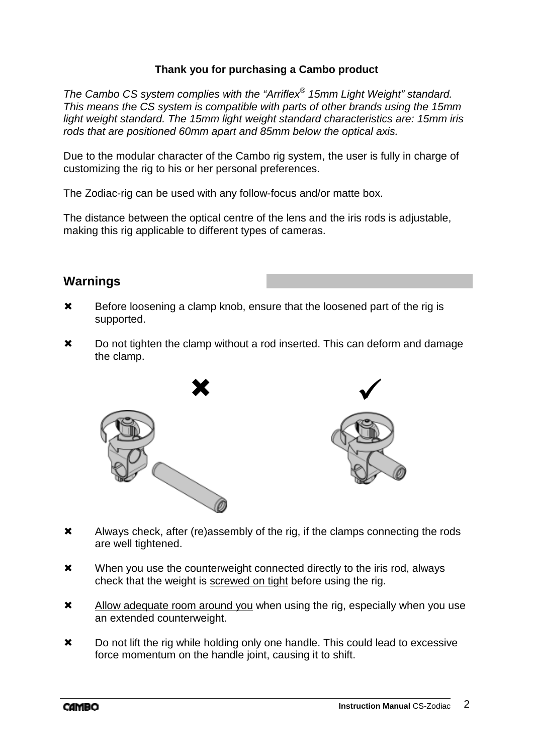**Thank you for purchasing a Cambo product**

*The Cambo CS system complies with the "Arriflex® 15mm Light Weight" standard. This means the CS system is compatible with parts of other brands using the 15mm light weight standard. The 15mm light weight standard characteristics are: 15mm iris rods that are positioned 60mm apart and 85mm below the optical axis.*

Due to the modular character of the Cambo rig system, the user is fully in charge of customizing the rig to his or her personal preferences.

The Zodiac-rig can be used with any follow-focus and/or matte box.

The distance between the optical centre of the lens and the iris rods is adjustable, making this rig applicable to different types of cameras.

## Warnings

- ✖ Before loosening a clamp knob, ensure that the loosened part of the rig is supported.
- ✖ Do not tighten the clamp without a rod inserted. This can deform and damage the clamp.

✖ ✓

- ✖ Always check, after (re)assembly of the rig, if the clamps connecting the rods are well tightened.
- ✖ When you use the counterweight connected directly to the iris rod, always check that the weight is screwed on tight before using the rig.
- ✖ Allow adequate room around you when using the rig, especially when you use an extended counterweight.
- ✖ Do not lift the rig while holding only one handle. This could lead to excessive force momentum on the handle joint, causing it to shift.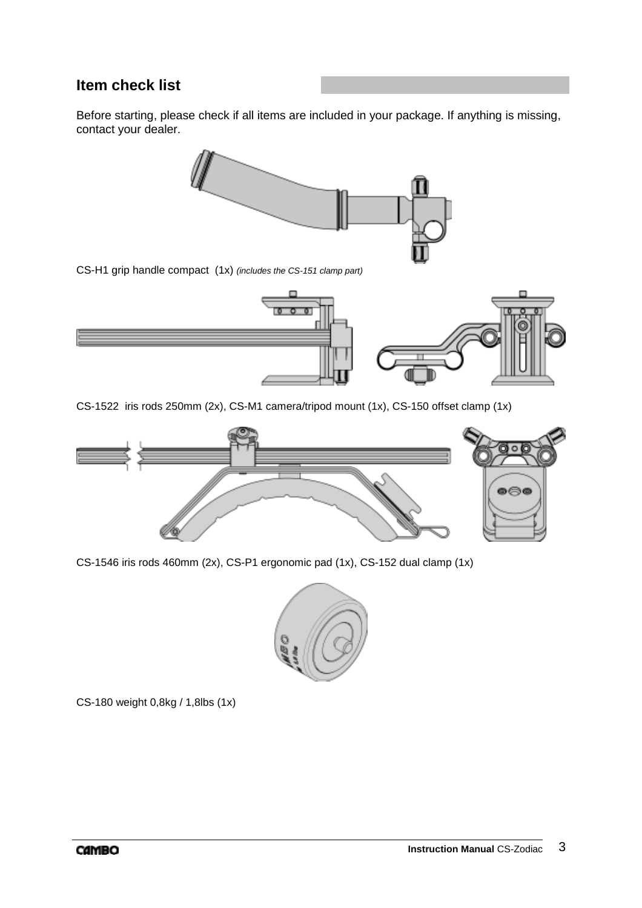## Item check list

Before starting, please check if all items are included in your package. If anything is missing, contact your dealer.

CS-H1 grip handle compact (1x) *(includes the CS-151 clamp part)*

CS-1522 iris rods 250mm (2x), CS-M1 camera/tripod mount (1x), CS-150 offset clamp (1x)

CS-1546 iris rods 460mm (2x), CS-P1 ergonomic pad (1x), CS-152 dual clamp (1x)

CS-180 weight 0,8kg / 1,8lbs (1x)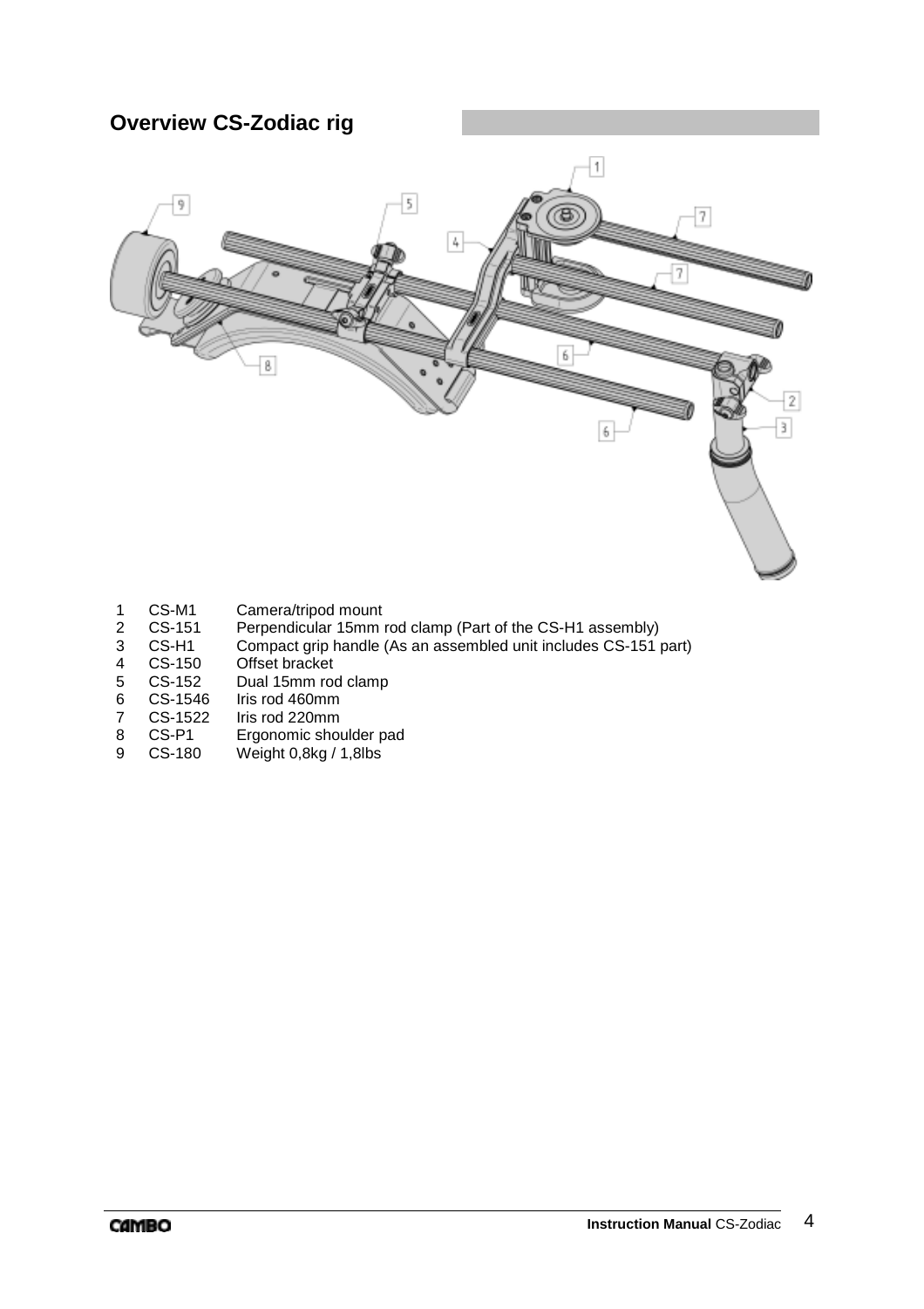## Overview CS-Zodiac rig

| | | |
|---|---|---|
| 1 | CS-M1 | Camera/tripod mount |
| 2 | CS-151 | Perpendicular 15mm rod clamp (Part of the CS-H1 assembly) |
| 3 | CS-H1 | Compact grip handle (As an assembled unit includes CS-151 part) |
| 4 | CS-150 | Offset bracket |
| 5 | CS-152 | Dual 15mm rod clamp |
| 6 | CS-1546 | Iris rod 460mm |
| 7 | CS-1522 | Iris rod 220mm |
| 8 | CS-P1 | Ergonomic shoulder pad |
| 9 | CS-180 | Weight 0,8kg / 1,8lbs |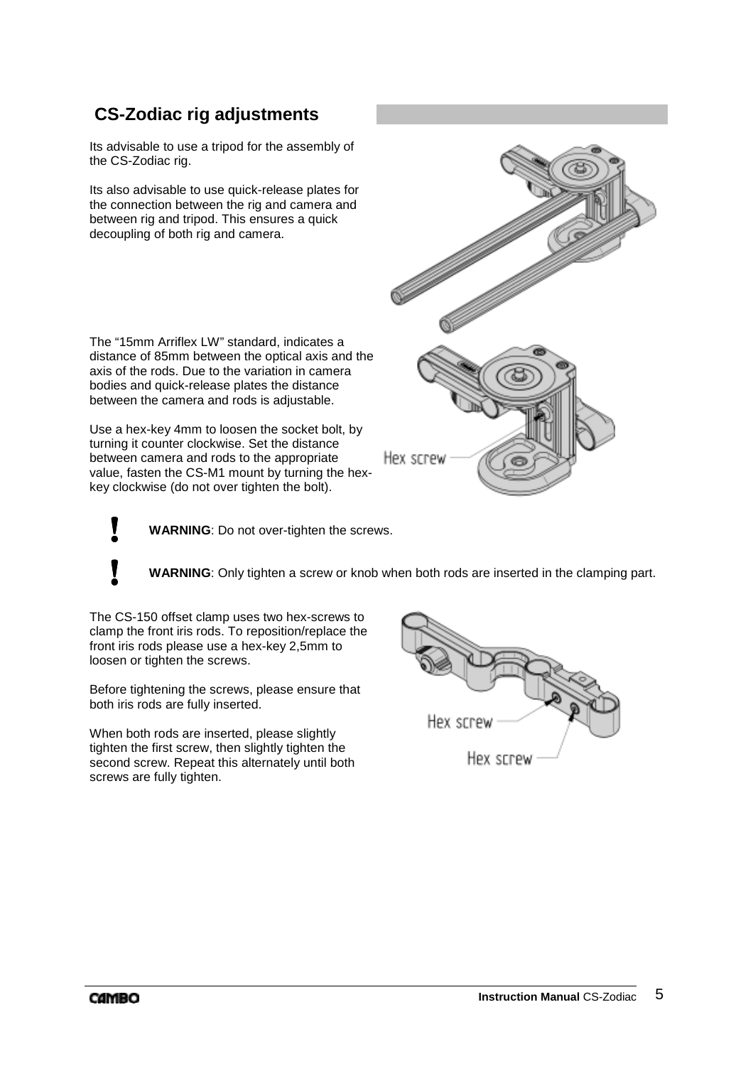## CS-Zodiac rig adjustments

Its advisable to use a tripod for the assembly of the CS-Zodiac rig.

Its also advisable to use quick-release plates for the connection between the rig and camera and between rig and tripod. This ensures a quick decoupling of both rig and camera.

The "15mm Arriflex LW" standard, indicates a distance of 85mm between the optical axis and the axis of the rods. Due to the variation in camera bodies and quick-release plates the distance between the camera and rods is adjustable.

Use a hex-key 4mm to loosen the socket bolt, by turning it counter clockwise. Set the distance between camera and rods to the appropriate value, fasten the CS-M1 mount by turning the hex-key clockwise (do not over tighten the bolt).

Hex screw

**!** **WARNING**: Do not over-tighten the screws.

**!** **WARNING**: Only tighten a screw or knob when both rods are inserted in the clamping part.

The CS-150 offset clamp uses two hex-screws to clamp the front iris rods. To reposition/replace the front iris rods please use a hex-key 2,5mm to loosen or tighten the screws.

Before tightening the screws, please ensure that both iris rods are fully inserted.

When both rods are inserted, please slightly tighten the first screw, then slightly tighten the second screw. Repeat this alternately until both screws are fully tighten.

Hex screw

Hex screw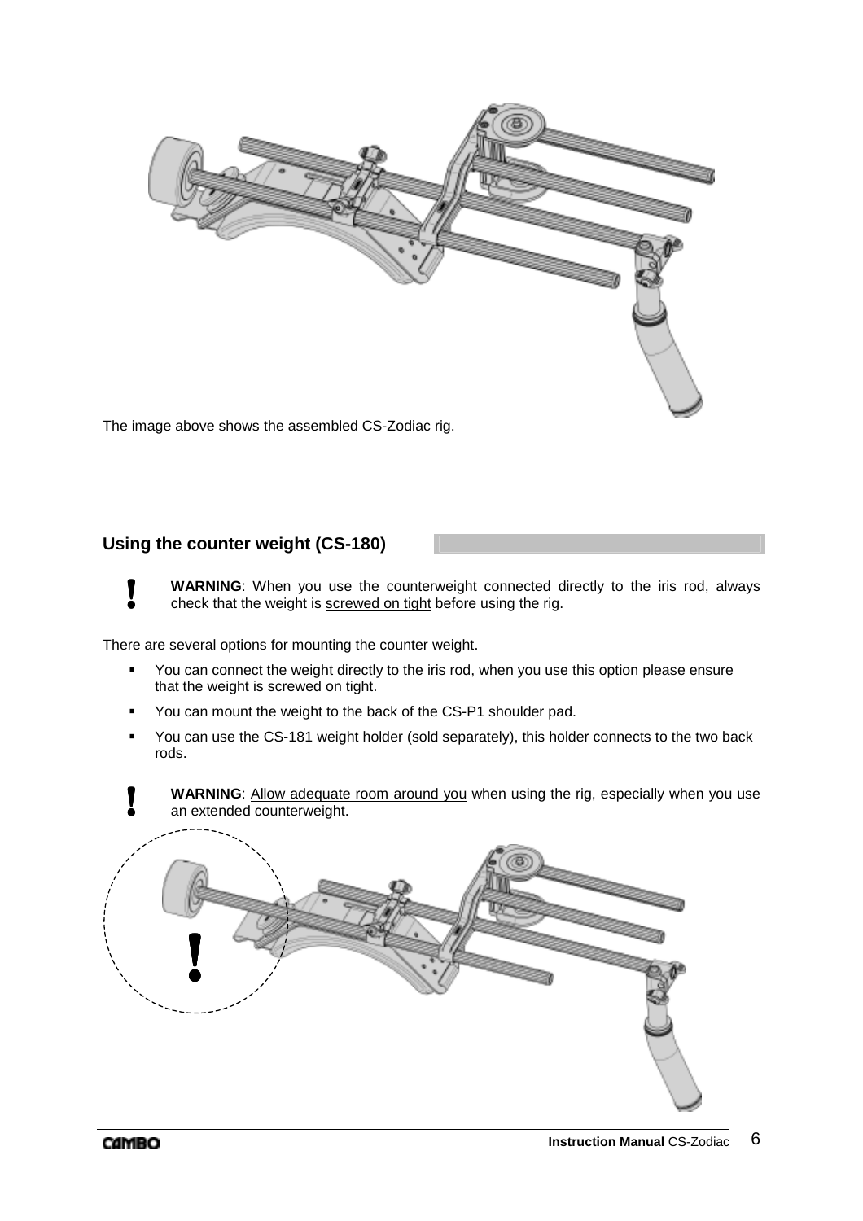The image above shows the assembled CS-Zodiac rig.

## Using the counter weight (CS-180)

**!** **WARNING**: When you use the counterweight connected directly to the iris rod, always check that the weight is screwed on tight before using the rig.

There are several options for mounting the counter weight.

- You can connect the weight directly to the iris rod, when you use this option please ensure that the weight is screwed on tight.
- You can mount the weight to the back of the CS-P1 shoulder pad.
- You can use the CS-181 weight holder (sold separately), this holder connects to the two back rods.

**!** **WARNING**: Allow adequate room around you when using the rig, especially when you use an extended counterweight.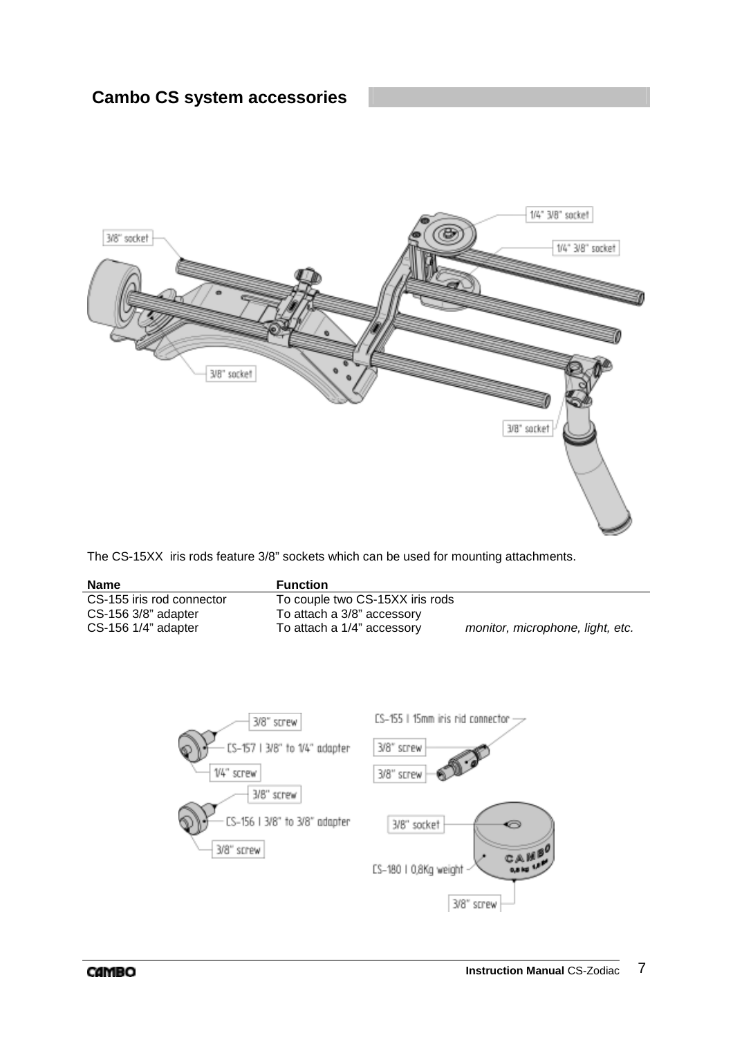## Cambo CS system accessories

The CS-15XX iris rods feature 3/8" sockets which can be used for mounting attachments.

| Name | Function | |
|---|---|---|
| CS-155 iris rod connector | To couple two CS-15XX iris rods | |
| CS-156 3/8" adapter | To attach a 3/8" accessory | |
| CS-156 1/4" adapter | To attach a 1/4" accessory | *monitor, microphone, light, etc.* |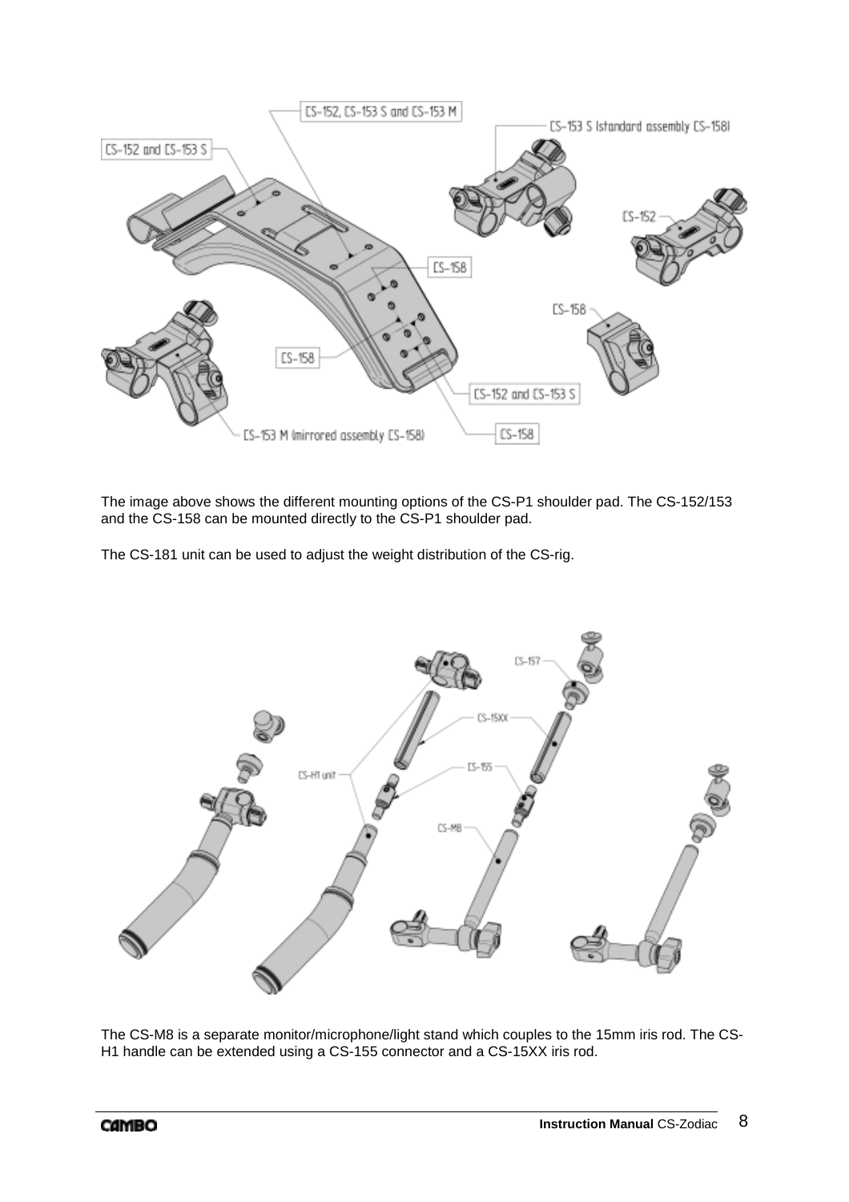The image above shows the different mounting options of the CS-P1 shoulder pad. The CS-152/153 and the CS-158 can be mounted directly to the CS-P1 shoulder pad.

The CS-181 unit can be used to adjust the weight distribution of the CS-rig.

The CS-M8 is a separate monitor/microphone/light stand which couples to the 15mm iris rod. The CS-H1 handle can be extended using a CS-155 connector and a CS-15XX iris rod.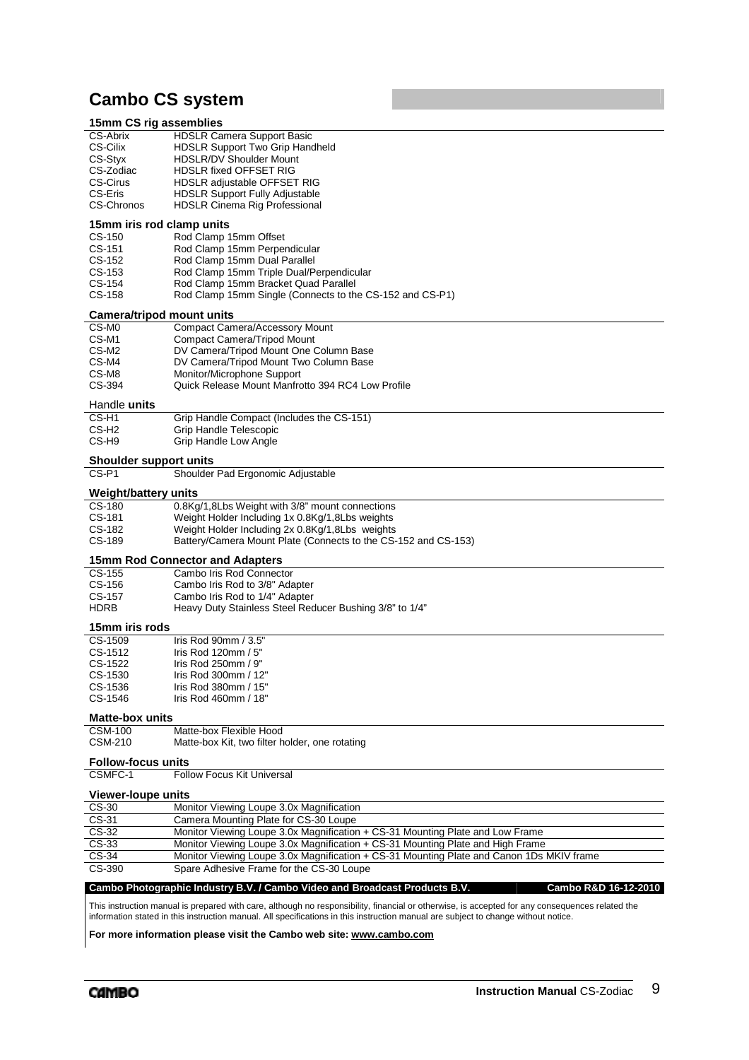# Cambo CS system

## 15mm CS rig assemblies

| | |
|---|---|
| CS-Abrix | HDSLR Camera Support Basic |
| CS-Cilix | HDSLR Support Two Grip Handheld |
| CS-Styx | HDSLR/DV Shoulder Mount |
| CS-Zodiac | HDSLR fixed OFFSET RIG |
| CS-Cirus | HDSLR adjustable OFFSET RIG |
| CS-Eris | HDSLR Support Fully Adjustable |
| CS-Chronos | HDSLR Cinema Rig Professional |

## 15mm iris rod clamp units

| | |
|---|---|
| CS-150 | Rod Clamp 15mm Offset |
| CS-151 | Rod Clamp 15mm Perpendicular |
| CS-152 | Rod Clamp 15mm Dual Parallel |
| CS-153 | Rod Clamp 15mm Triple Dual/Perpendicular |
| CS-154 | Rod Clamp 15mm Bracket Quad Parallel |
| CS-158 | Rod Clamp 15mm Single (Connects to the CS-152 and CS-P1) |

## Camera/tripod mount units

| | |
|---|---|
| CS-M0 | Compact Camera/Accessory Mount |
| CS-M1 | Compact Camera/Tripod Mount |
| CS-M2 | DV Camera/Tripod Mount One Column Base |
| CS-M4 | DV Camera/Tripod Mount Two Column Base |
| CS-M8 | Monitor/Microphone Support |
| CS-394 | Quick Release Mount Manfrotto 394 RC4 Low Profile |

## Handle units

| | |
|---|---|
| CS-H1 | Grip Handle Compact (Includes the CS-151) |
| CS-H2 | Grip Handle Telescopic |
| CS-H9 | Grip Handle Low Angle |

## Shoulder support units

| | |
|---|---|
| CS-P1 | Shoulder Pad Ergonomic Adjustable |

## Weight/battery units

| | |
|---|---|
| CS-180 | 0.8Kg/1,8Lbs Weight with 3/8" mount connections |
| CS-181 | Weight Holder Including 1x 0.8Kg/1,8Lbs weights |
| CS-182 | Weight Holder Including 2x 0.8Kg/1,8Lbs weights |
| CS-189 | Battery/Camera Mount Plate (Connects to the CS-152 and CS-153) |

## 15mm Rod Connector and Adapters

| | |
|---|---|
| CS-155 | Cambo Iris Rod Connector |
| CS-156 | Cambo Iris Rod to 3/8" Adapter |
| CS-157 | Cambo Iris Rod to 1/4" Adapter |
| HDRB | Heavy Duty Stainless Steel Reducer Bushing 3/8" to 1/4" |

## 15mm iris rods

| | |
|---|---|
| CS-1509 | Iris Rod 90mm / 3.5" |
| CS-1512 | Iris Rod 120mm / 5" |
| CS-1522 | Iris Rod 250mm / 9" |
| CS-1530 | Iris Rod 300mm / 12" |
| CS-1536 | Iris Rod 380mm / 15" |
| CS-1546 | Iris Rod 460mm / 18" |

## Matte-box units

| | |
|---|---|
| CSM-100 | Matte-box Flexible Hood |
| CSM-210 | Matte-box Kit, two filter holder, one rotating |

## Follow-focus units

| | |
|---|---|
| CSMFC-1 | Follow Focus Kit Universal |

## Viewer-loupe units

| | |
|---|---|
| CS-30 | Monitor Viewing Loupe 3.0x Magnification |
| CS-31 | Camera Mounting Plate for CS-30 Loupe |
| CS-32 | Monitor Viewing Loupe 3.0x Magnification + CS-31 Mounting Plate and Low Frame |
| CS-33 | Monitor Viewing Loupe 3.0x Magnification + CS-31 Mounting Plate and High Frame |
| CS-34 | Monitor Viewing Loupe 3.0x Magnification + CS-31 Mounting Plate and Canon 1Ds MKIV frame |
| CS-390 | Spare Adhesive Frame for the CS-30 Loupe |

**Cambo Photographic Industry B.V. / Cambo Video and Broadcast Products B.V.** **Cambo R&D 16-12-2010**

This instruction manual is prepared with care, although no responsibility, financial or otherwise, is accepted for any consequences related the information stated in this instruction manual. All specifications in this instruction manual are subject to change without notice.

**For more information please visit the Cambo web site: www.cambo.com**